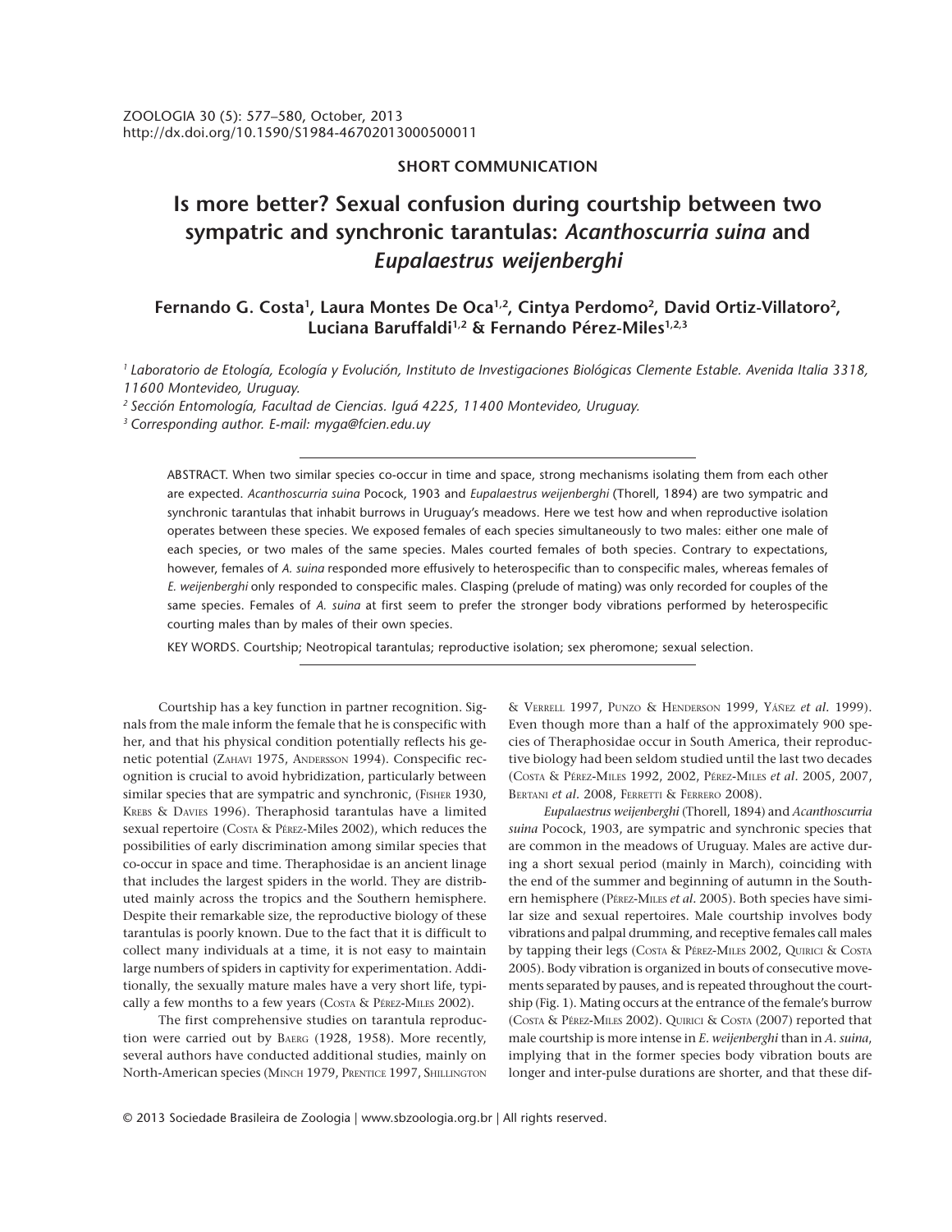SHORT COMMUNICATION

# Is more better? Sexual confusion during courtship between two sympatric and synchronic tarantulas: *Acanthoscurria suina* and *Eupalaestrus weijenberghi*

**Fernando G. Costa[1], Laura Montes De Oca[1,2], Cintya Perdomo[2], David Ortiz-Villatoro[2], Luciana Baruffaldi[1,2] & Fernando Pérez-Miles[1,2,3]**

[1] *Laboratorio de Etología, Ecología y Evolución, Instituto de Investigaciones Biológicas Clemente Estable. Avenida Italia 3318, 11600 Montevideo, Uruguay.*

[2] *Sección Entomología, Facultad de Ciencias. Iguá 4225, 11400 Montevideo, Uruguay.*

[3] *Corresponding author. E-mail: myga@fcien.edu.uy*

ABSTRACT. When two similar species co-occur in time and space, strong mechanisms isolating them from each other are expected. *Acanthoscurria suina* Pocock, 1903 and *Eupalaestrus weijenberghi* (Thorell, 1894) are two sympatric and synchronic tarantulas that inhabit burrows in Uruguay's meadows. Here we test how and when reproductive isolation operates between these species. We exposed females of each species simultaneously to two males: either one male of each species, or two males of the same species. Males courted females of both species. Contrary to expectations, however, females of *A. suina* responded more effusively to heterospecific than to conspecific males, whereas females of *E. weijenberghi* only responded to conspecific males. Clasping (prelude of mating) was only recorded for couples of the same species. Females of *A. suina* at first seem to prefer the stronger body vibrations performed by heterospecific courting males than by males of their own species.

KEY WORDS. Courtship; Neotropical tarantulas; reproductive isolation; sex pheromone; sexual selection.

Courtship has a key function in partner recognition. Signals from the male inform the female that he is conspecific with her, and that his physical condition potentially reflects his genetic potential (Zahavi 1975, Andersson 1994). Conspecific recognition is crucial to avoid hybridization, particularly between similar species that are sympatric and synchronic, (Fisher 1930, Krebs & Davies 1996). Theraphosid tarantulas have a limited sexual repertoire (Costa & Pérez-Miles 2002), which reduces the possibilities of early discrimination among similar species that co-occur in space and time. Theraphosidae is an ancient linage that includes the largest spiders in the world. They are distributed mainly across the tropics and the Southern hemisphere. Despite their remarkable size, the reproductive biology of these tarantulas is poorly known. Due to the fact that it is difficult to collect many individuals at a time, it is not easy to maintain large numbers of spiders in captivity for experimentation. Additionally, the sexually mature males have a very short life, typically a few months to a few years (Costa & Pérez-Miles 2002).

The first comprehensive studies on tarantula reproduction were carried out by Baerg (1928, 1958). More recently, several authors have conducted additional studies, mainly on North-American species (Minch 1979, Prentice 1997, Shillington & Verrell 1997, Punzo & Henderson 1999, Yáñez *et al*. 1999). Even though more than a half of the approximately 900 species of Theraphosidae occur in South America, their reproductive biology had been seldom studied until the last two decades (Costa & Pérez-Miles 1992, 2002, Pérez-Miles *et al*. 2005, 2007, Bertani *et al*. 2008, Ferretti & Ferrero 2008).

*Eupalaestrus weijenberghi* (Thorell, 1894) and *Acanthoscurria suina* Pocock, 1903, are sympatric and synchronic species that are common in the meadows of Uruguay. Males are active during a short sexual period (mainly in March), coinciding with the end of the summer and beginning of autumn in the Southern hemisphere (Pérez-Miles *et al*. 2005). Both species have similar size and sexual repertoires. Male courtship involves body vibrations and palpal drumming, and receptive females call males by tapping their legs (Costa & Pérez-Miles 2002, Quirici & Costa 2005). Body vibration is organized in bouts of consecutive movements separated by pauses, and is repeated throughout the courtship (Fig. 1). Mating occurs at the entrance of the female's burrow (Costa & Pérez-Miles 2002). Quirici & Costa (2007) reported that male courtship is more intense in *E. weijenberghi* than in *A. suina*, implying that in the former species body vibration bouts are longer and inter-pulse durations are shorter, and that these dif-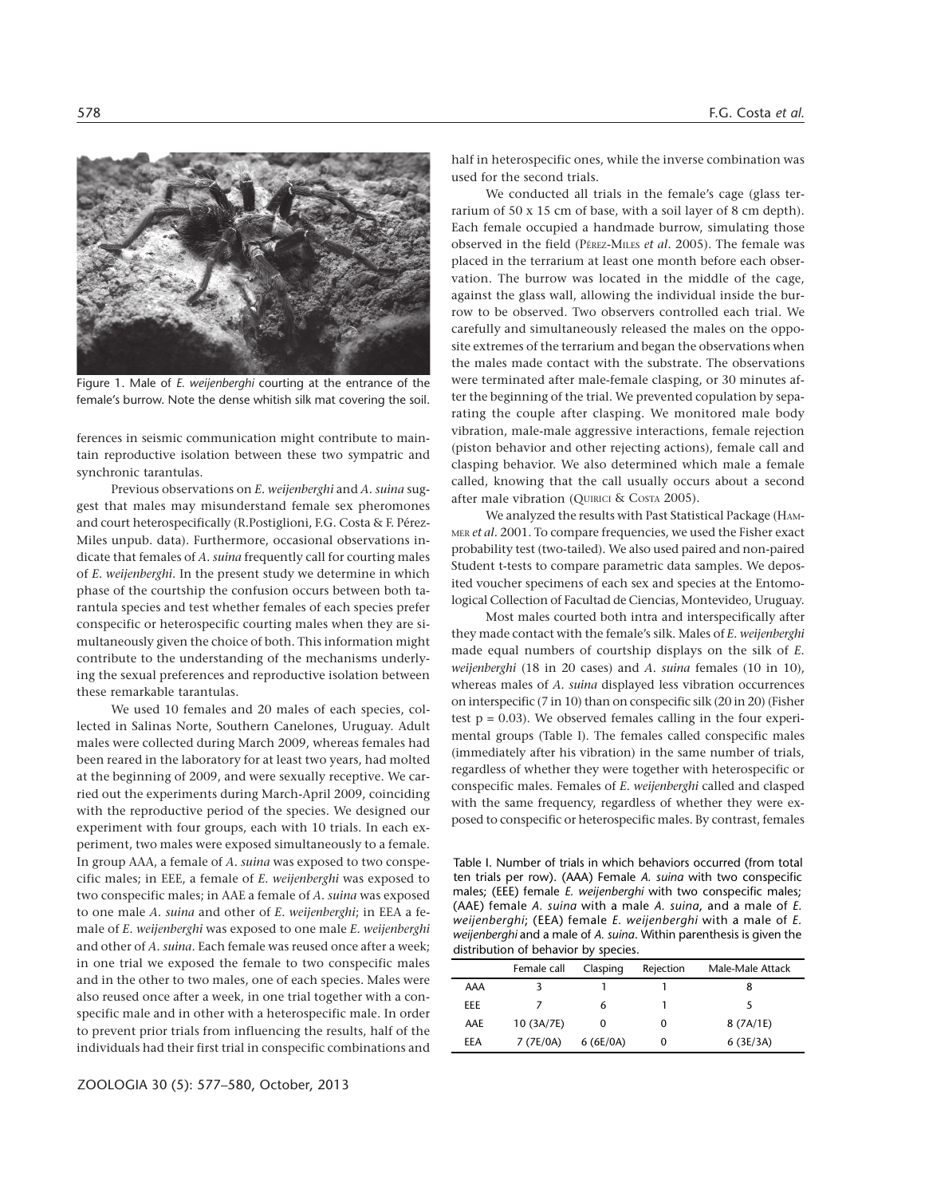Figure 1. Male of *E. weijenberghi* courting at the entrance of the female's burrow. Note the dense whitish silk mat covering the soil.

ferences in seismic communication might contribute to maintain reproductive isolation between these two sympatric and synchronic tarantulas.

Previous observations on *E. weijenberghi* and *A. suina* suggest that males may misunderstand female sex pheromones and court heterospecifically (R.Postiglioni, F.G. Costa & F. Pérez-Miles unpub. data). Furthermore, occasional observations indicate that females of *A. suina* frequently call for courting males of *E. weijenberghi*. In the present study we determine in which phase of the courtship the confusion occurs between both tarantula species and test whether females of each species prefer conspecific or heterospecific courting males when they are simultaneously given the choice of both. This information might contribute to the understanding of the mechanisms underlying the sexual preferences and reproductive isolation between these remarkable tarantulas.

We used 10 females and 20 males of each species, collected in Salinas Norte, Southern Canelones, Uruguay. Adult males were collected during March 2009, whereas females had been reared in the laboratory for at least two years, had molted at the beginning of 2009, and were sexually receptive. We carried out the experiments during March-April 2009, coinciding with the reproductive period of the species. We designed our experiment with four groups, each with 10 trials. In each experiment, two males were exposed simultaneously to a female. In group AAA, a female of *A. suina* was exposed to two conspecific males; in EEE, a female of *E. weijenberghi* was exposed to two conspecific males; in AAE a female of *A. suina* was exposed to one male *A. suina* and other of *E. weijenberghi*; in EEA a female of *E. weijenberghi* was exposed to one male *E. weijenberghi* and other of *A. suina*. Each female was reused once after a week; in one trial we exposed the female to two conspecific males and in the other to two males, one of each species. Males were also reused once after a week, in one trial together with a conspecific male and in other with a heterospecific male. In order to prevent prior trials from influencing the results, half of the individuals had their first trial in conspecific combinations and half in heterospecific ones, while the inverse combination was used for the second trials.

We conducted all trials in the female's cage (glass terrarium of 50 x 15 cm of base, with a soil layer of 8 cm depth). Each female occupied a handmade burrow, simulating those observed in the field (Pérez-Miles *et al*. 2005). The female was placed in the terrarium at least one month before each observation. The burrow was located in the middle of the cage, against the glass wall, allowing the individual inside the burrow to be observed. Two observers controlled each trial. We carefully and simultaneously released the males on the opposite extremes of the terrarium and began the observations when the males made contact with the substrate. The observations were terminated after male-female clasping, or 30 minutes after the beginning of the trial. We prevented copulation by separating the couple after clasping. We monitored male body vibration, male-male aggressive interactions, female rejection (piston behavior and other rejecting actions), female call and clasping behavior. We also determined which male a female called, knowing that the call usually occurs about a second after male vibration (Quirici & Costa 2005).

We analyzed the results with Past Statistical Package (Hammer *et al*. 2001. To compare frequencies, we used the Fisher exact probability test (two-tailed). We also used paired and non-paired Student t-tests to compare parametric data samples. We deposited voucher specimens of each sex and species at the Entomological Collection of Facultad de Ciencias, Montevideo, Uruguay.

Most males courted both intra and interspecifically after they made contact with the female's silk. Males of *E. weijenberghi* made equal numbers of courtship displays on the silk of *E. weijenberghi* (18 in 20 cases) and *A. suina* females (10 in 10), whereas males of *A. suina* displayed less vibration occurrences on interspecific (7 in 10) than on conspecific silk (20 in 20) (Fisher test $p = 0.03$). We observed females calling in the four experimental groups (Table I). The females called conspecific males (immediately after his vibration) in the same number of trials, regardless of whether they were together with heterospecific or conspecific males. Females of *E. weijenberghi* called and clasped with the same frequency, regardless of whether they were exposed to conspecific or heterospecific males. By contrast, females

Table I. Number of trials in which behaviors occurred (from total ten trials per row). (AAA) Female *A. suina* with two conspecific males; (EEE) female *E. weijenberghi* with two conspecific males; (AAE) female *A. suina* with a male *A. suina*, and a male of *E. weijenberghi*; (EEA) female *E. weijenberghi* with a male of *E. weijenberghi* and a male of *A. suina*. Within parenthesis is given the distribution of behavior by species.

| | Female call | Clasping | Rejection | Male-Male Attack |
|---|---|---|---|---|
| AAA | 3 | 1 | 1 | 8 |
| EEE | 7 | 6 | 1 | 5 |
| AAE | 10 (3A/7E) | 0 | 0 | 8 (7A/1E) |
| EEA | 7 (7E/0A) | 6 (6E/0A) | 0 | 6 (3E/3A) |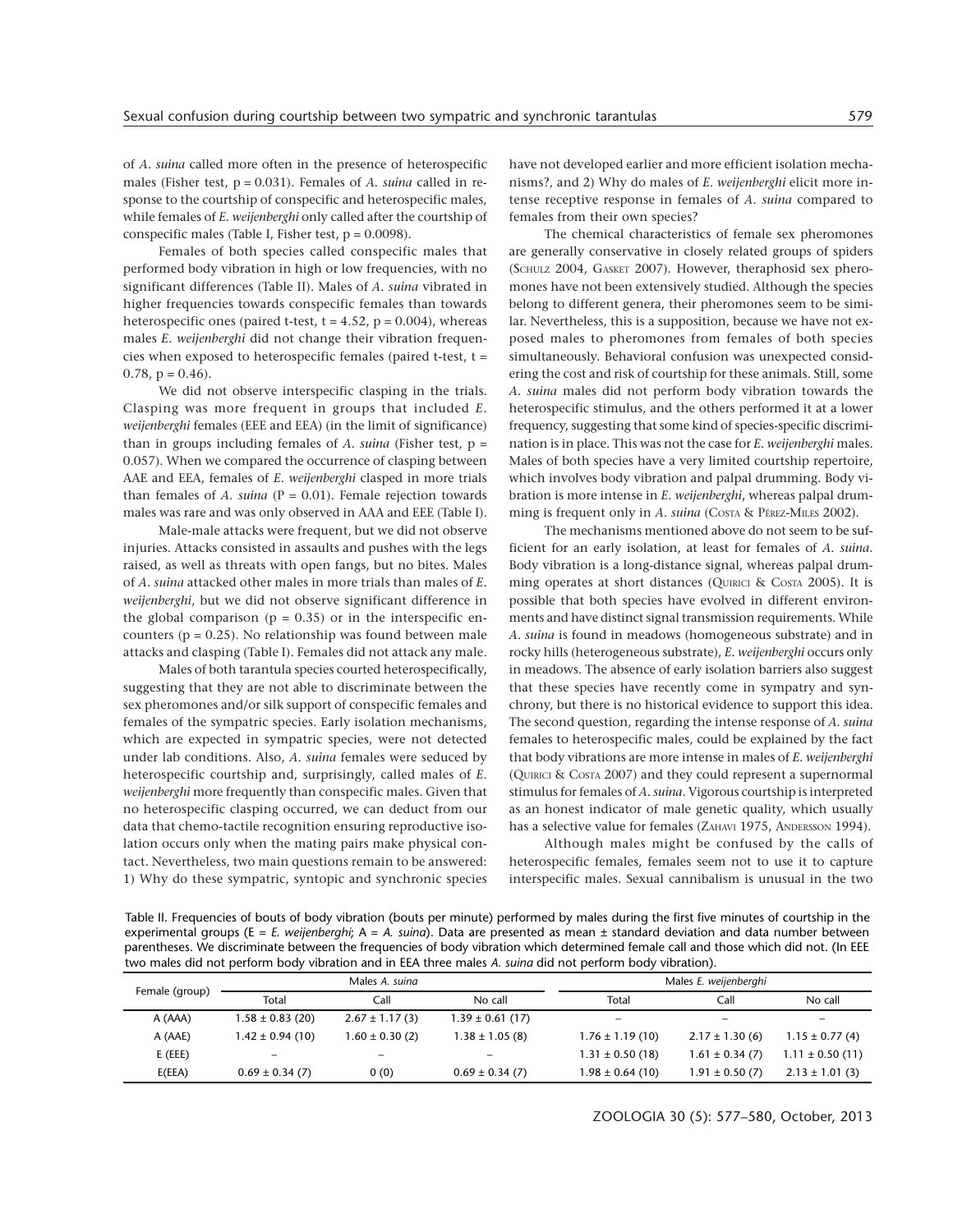of *A. suina* called more often in the presence of heterospecific males (Fisher test, $p = 0.031$). Females of *A. suina* called in response to the courtship of conspecific and heterospecific males, while females of *E. weijenberghi* only called after the courtship of conspecific males (Table I, Fisher test, $p = 0.0098$).

Females of both species called conspecific males that performed body vibration in high or low frequencies, with no significant differences (Table II). Males of *A. suina* vibrated in higher frequencies towards conspecific females than towards heterospecific ones (paired t-test, $t = 4.52$, $p = 0.004$), whereas males *E. weijenberghi* did not change their vibration frequencies when exposed to heterospecific females (paired t-test, $t = 0.78$, $p = 0.46$).

We did not observe interspecific clasping in the trials. Clasping was more frequent in groups that included *E. weijenberghi* females (EEE and EEA) (in the limit of significance) than in groups including females of *A. suina* (Fisher test, $p = 0.057$). When we compared the occurrence of clasping between AAE and EEA, females of *E. weijenberghi* clasped in more trials than females of *A. suina* ($P = 0.01$). Female rejection towards males was rare and was only observed in AAA and EEE (Table I).

Male-male attacks were frequent, but we did not observe injuries. Attacks consisted in assaults and pushes with the legs raised, as well as threats with open fangs, but no bites. Males of *A. suina* attacked other males in more trials than males of *E. weijenberghi*, but we did not observe significant difference in the global comparison ($p = 0.35$) or in the interspecific encounters ($p = 0.25$). No relationship was found between male attacks and clasping (Table I). Females did not attack any male.

Males of both tarantula species courted heterospecifically, suggesting that they are not able to discriminate between the sex pheromones and/or silk support of conspecific females and females of the sympatric species. Early isolation mechanisms, which are expected in sympatric species, were not detected under lab conditions. Also, *A. suina* females were seduced by heterospecific courtship and, surprisingly, called males of *E. weijenberghi* more frequently than conspecific males. Given that no heterospecific clasping occurred, we can deduct from our data that chemo-tactile recognition ensuring reproductive isolation occurs only when the mating pairs make physical contact. Nevertheless, two main questions remain to be answered: 1) Why do these sympatric, syntopic and synchronic species have not developed earlier and more efficient isolation mechanisms?, and 2) Why do males of *E. weijenberghi* elicit more intense receptive response in females of *A. suina* compared to females from their own species?

The chemical characteristics of female sex pheromones are generally conservative in closely related groups of spiders (Schulz 2004, Gasket 2007). However, theraphosid sex pheromones have not been extensively studied. Although the species belong to different genera, their pheromones seem to be similar. Nevertheless, this is a supposition, because we have not exposed males to pheromones from females of both species simultaneously. Behavioral confusion was unexpected considering the cost and risk of courtship for these animals. Still, some *A. suina* males did not perform body vibration towards the heterospecific stimulus, and the others performed it at a lower frequency, suggesting that some kind of species-specific discrimination is in place. This was not the case for *E. weijenberghi* males. Males of both species have a very limited courtship repertoire, which involves body vibration and palpal drumming. Body vibration is more intense in *E. weijenberghi*, whereas palpal drumming is frequent only in *A. suina* (Costa & Pérez-Miles 2002).

The mechanisms mentioned above do not seem to be sufficient for an early isolation, at least for females of *A. suina*. Body vibration is a long-distance signal, whereas palpal drumming operates at short distances (Quirici & Costa 2005). It is possible that both species have evolved in different environments and have distinct signal transmission requirements. While *A. suina* is found in meadows (homogeneous substrate) and in rocky hills (heterogeneous substrate), *E. weijenberghi* occurs only in meadows. The absence of early isolation barriers also suggest that these species have recently come in sympatry and synchrony, but there is no historical evidence to support this idea. The second question, regarding the intense response of *A. suina* females to heterospecific males, could be explained by the fact that body vibrations are more intense in males of *E. weijenberghi* (Quirici & Costa 2007) and they could represent a supernormal stimulus for females of *A. suina*. Vigorous courtship is interpreted as an honest indicator of male genetic quality, which usually has a selective value for females (Zahavi 1975, Andersson 1994).

Although males might be confused by the calls of heterospecific females, females seem not to use it to capture interspecific males. Sexual cannibalism is unusual in the two

Table II. Frequencies of bouts of body vibration (bouts per minute) performed by males during the first five minutes of courtship in the experimental groups (E = *E. weijenberghi*; A = *A. suina*). Data are presented as mean ± standard deviation and data number between parentheses. We discriminate between the frequencies of body vibration which determined female call and those which did not. (In EEE two males did not perform body vibration and in EEA three males *A. suina* did not perform body vibration).

| Female (group) | Males *A. suina* | | | Males *E. weijenberghi* | | |
|---|---|---|---|---|---|---|
| | Total | Call | No call | Total | Call | No call |
| A (AAA) | 1.58 ± 0.83 (20) | 2.67 ± 1.17 (3) | 1.39 ± 0.61 (17) | – | – | – |
| A (AAE) | 1.42 ± 0.94 (10) | 1.60 ± 0.30 (2) | 1.38 ± 1.05 (8) | 1.76 ± 1.19 (10) | 2.17 ± 1.30 (6) | 1.15 ± 0.77 (4) |
| E (EEE) | – | – | – | 1.31 ± 0.50 (18) | 1.61 ± 0.34 (7) | 1.11 ± 0.50 (11) |
| E(EEA) | 0.69 ± 0.34 (7) | 0 (0) | 0.69 ± 0.34 (7) | 1.98 ± 0.64 (10) | 1.91 ± 0.50 (7) | 2.13 ± 1.01 (3) |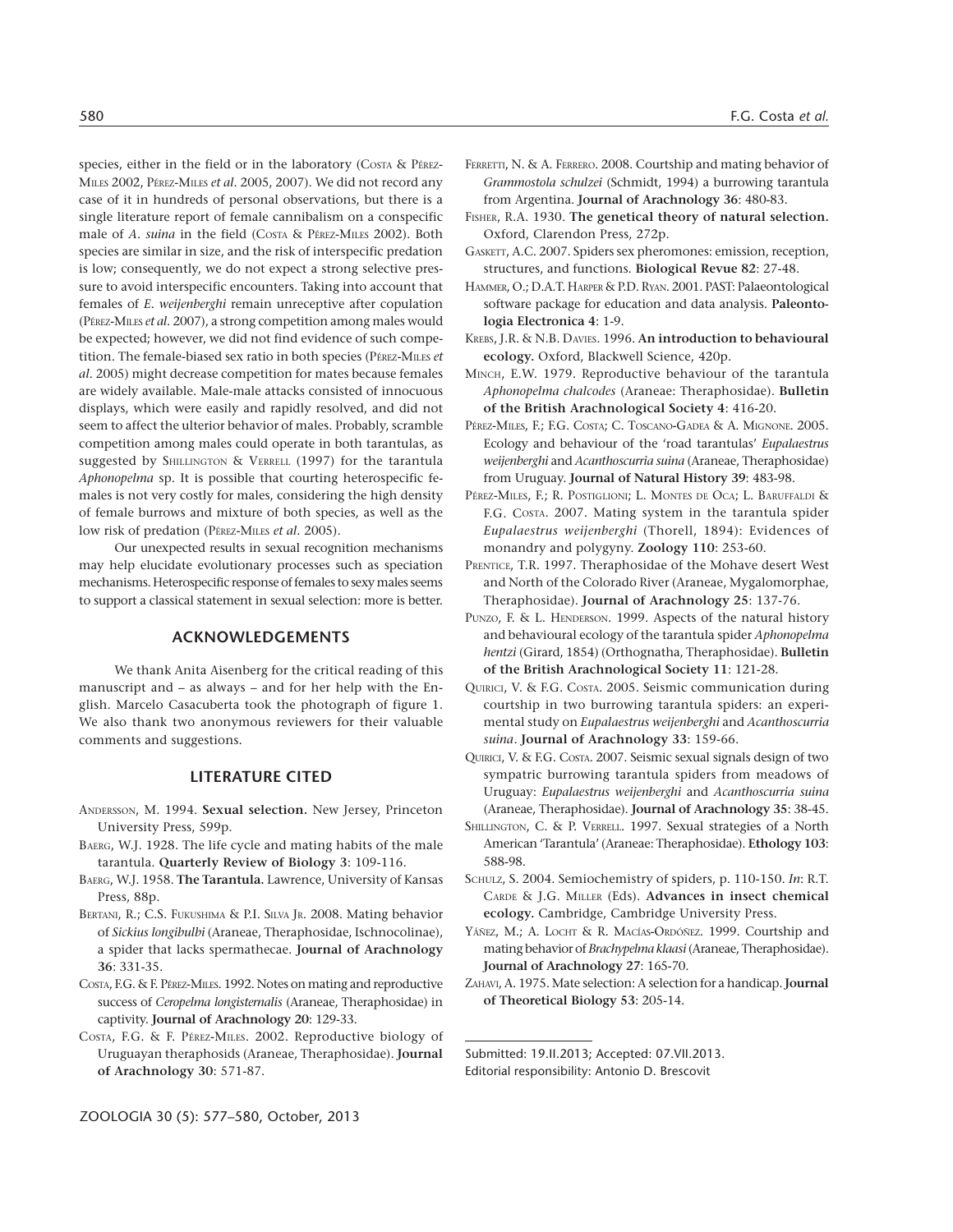species, either in the field or in the laboratory (Costa & Pérez-Miles 2002, Pérez-Miles *et al*. 2005, 2007). We did not record any case of it in hundreds of personal observations, but there is a single literature report of female cannibalism on a conspecific male of *A. suina* in the field (Costa & Pérez-Miles 2002). Both species are similar in size, and the risk of interspecific predation is low; consequently, we do not expect a strong selective pressure to avoid interspecific encounters. Taking into account that females of *E. weijenberghi* remain unreceptive after copulation (Pérez-Miles *et al*. 2007), a strong competition among males would be expected; however, we did not find evidence of such competition. The female-biased sex ratio in both species (Pérez-Miles *et al*. 2005) might decrease competition for mates because females are widely available. Male-male attacks consisted of innocuous displays, which were easily and rapidly resolved, and did not seem to affect the ulterior behavior of males. Probably, scramble competition among males could operate in both tarantulas, as suggested by Shillington & Verrell (1997) for the tarantula *Aphonopelma* sp. It is possible that courting heterospecific females is not very costly for males, considering the high density of female burrows and mixture of both species, as well as the low risk of predation (Pérez-Miles *et al*. 2005).

Our unexpected results in sexual recognition mechanisms may help elucidate evolutionary processes such as speciation mechanisms. Heterospecific response of females to sexy males seems to support a classical statement in sexual selection: more is better.

## ACKNOWLEDGEMENTS

We thank Anita Aisenberg for the critical reading of this manuscript and – as always – and for her help with the English. Marcelo Casacuberta took the photograph of figure 1. We also thank two anonymous reviewers for their valuable comments and suggestions.

## LITERATURE CITED

Andersson, M. 1994. **Sexual selection.** New Jersey, Princeton University Press, 599p.

Baerg, W.J. 1928. The life cycle and mating habits of the male tarantula. **Quarterly Review of Biology 3**: 109-116.

Baerg, W.J. 1958. **The Tarantula.** Lawrence, University of Kansas Press, 88p.

Bertani, R.; C.S. Fukushima & P.I. Silva Jr. 2008. Mating behavior of *Sickius longibulbi* (Araneae, Theraphosidae, Ischnocolinae), a spider that lacks spermathecae. **Journal of Arachnology 36**: 331-35.

Costa, F.G. & F. Pérez-Miles. 1992. Notes on mating and reproductive success of *Ceropelma longisternalis* (Araneae, Theraphosidae) in captivity. **Journal of Arachnology 20**: 129-33.

Costa, F.G. & F. Pérez-Miles. 2002. Reproductive biology of Uruguayan theraphosids (Araneae, Theraphosidae). **Journal of Arachnology 30**: 571-87.

Ferretti, N. & A. Ferrero. 2008. Courtship and mating behavior of *Grammostola schulzei* (Schmidt, 1994) a burrowing tarantula from Argentina. **Journal of Arachnology 36**: 480-83.

Fisher, R.A. 1930. **The genetical theory of natural selection.** Oxford, Clarendon Press, 272p.

Gaskett, A.C. 2007. Spiders sex pheromones: emission, reception, structures, and functions. **Biological Revue 82**: 27-48.

Hammer, O.; D.A.T. Harper & P.D. Ryan. 2001. PAST: Palaeontological software package for education and data analysis. **Paleontologia Electronica 4**: 1-9.

Krebs, J.R. & N.B. Davies. 1996. **An introduction to behavioural ecology.** Oxford, Blackwell Science, 420p.

Minch, E.W. 1979. Reproductive behaviour of the tarantula *Aphonopelma chalcodes* (Araneae: Theraphosidae). **Bulletin of the British Arachnological Society 4**: 416-20.

Pérez-Miles, F.; F.G. Costa; C. Toscano-Gadea & A. Mignone. 2005. Ecology and behaviour of the 'road tarantulas' *Eupalaestrus weijenberghi* and *Acanthoscurria suina* (Araneae, Theraphosidae) from Uruguay. **Journal of Natural History 39**: 483-98.

Pérez-Miles, F.; R. Postiglioni; L. Montes de Oca; L. Baruffaldi & F.G. Costa. 2007. Mating system in the tarantula spider *Eupalaestrus weijenberghi* (Thorell, 1894): Evidences of monandry and polygyny. **Zoology 110**: 253-60.

Prentice, T.R. 1997. Theraphosidae of the Mohave desert West and North of the Colorado River (Araneae, Mygalomorphae, Theraphosidae). **Journal of Arachnology 25**: 137-76.

Punzo, F. & L. Henderson. 1999. Aspects of the natural history and behavioural ecology of the tarantula spider *Aphonopelma hentzi* (Girard, 1854) (Orthognatha, Theraphosidae). **Bulletin of the British Arachnological Society 11**: 121-28.

Quirici, V. & F.G. Costa. 2005. Seismic communication during courtship in two burrowing tarantula spiders: an experimental study on *Eupalaestrus weijenberghi* and *Acanthoscurria suina*. **Journal of Arachnology 33**: 159-66.

Quirici, V. & F.G. Costa. 2007. Seismic sexual signals design of two sympatric burrowing tarantula spiders from meadows of Uruguay: *Eupalaestrus weijenberghi* and *Acanthoscurria suina* (Araneae, Theraphosidae). **Journal of Arachnology 35**: 38-45.

Shillington, C. & P. Verrell. 1997. Sexual strategies of a North American 'Tarantula' (Araneae: Theraphosidae). **Ethology 103**: 588-98.

Schulz, S. 2004. Semiochemistry of spiders, p. 110-150. *In*: R.T. Carde & J.G. Miller (Eds). **Advances in insect chemical ecology.** Cambridge, Cambridge University Press.

Yáñez, M.; A. Locht & R. Macías-Ordóñez. 1999. Courtship and mating behavior of *Brachypelma klaasi* (Araneae, Theraphosidae). **Journal of Arachnology 27**: 165-70.

Zahavi, A. 1975. Mate selection: A selection for a handicap. **Journal of Theoretical Biology 53**: 205-14.

Submitted: 19.II.2013; Accepted: 07.VII.2013.
Editorial responsibility: Antonio D. Brescovit